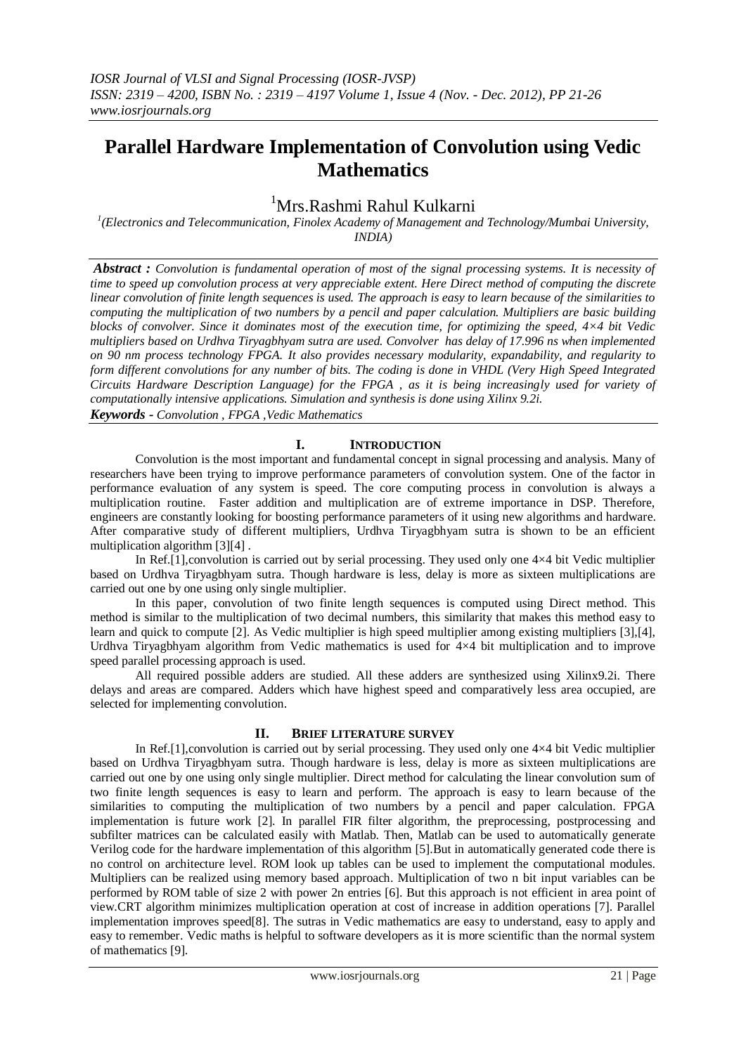# Parallel Hardware Implementation of Convolution using Vedic Mathematics

[1]Mrs.Rashmi Rahul Kulkarni

[1](Electronics and Telecommunication, Finolex Academy of Management and Technology/Mumbai University, INDIA)

***Abstract :*** *Convolution is fundamental operation of most of the signal processing systems. It is necessity of time to speed up convolution process at very appreciable extent. Here Direct method of computing the discrete linear convolution of finite length sequences is used. The approach is easy to learn because of the similarities to computing the multiplication of two numbers by a pencil and paper calculation. Multipliers are basic building blocks of convolver. Since it dominates most of the execution time, for optimizing the speed, 4×4 bit Vedic multipliers based on Urdhva Tiryagbhyam sutra are used. Convolver has delay of 17.996 ns when implemented on 90 nm process technology FPGA. It also provides necessary modularity, expandability, and regularity to form different convolutions for any number of bits. The coding is done in VHDL (Very High Speed Integrated Circuits Hardware Description Language) for the FPGA , as it is being increasingly used for variety of computationally intensive applications. Simulation and synthesis is done using Xilinx 9.2i.*

***Keywords -*** *Convolution , FPGA ,Vedic Mathematics*

## I. Introduction

Convolution is the most important and fundamental concept in signal processing and analysis. Many of researchers have been trying to improve performance parameters of convolution system. One of the factor in performance evaluation of any system is speed. The core computing process in convolution is always a multiplication routine. Faster addition and multiplication are of extreme importance in DSP. Therefore, engineers are constantly looking for boosting performance parameters of it using new algorithms and hardware. After comparative study of different multipliers, Urdhva Tiryagbhyam sutra is shown to be an efficient multiplication algorithm [3][4] .

In Ref.[1],convolution is carried out by serial processing. They used only one 4×4 bit Vedic multiplier based on Urdhva Tiryagbhyam sutra. Though hardware is less, delay is more as sixteen multiplications are carried out one by one using only single multiplier.

In this paper, convolution of two finite length sequences is computed using Direct method. This method is similar to the multiplication of two decimal numbers, this similarity that makes this method easy to learn and quick to compute [2]. As Vedic multiplier is high speed multiplier among existing multipliers [3],[4], Urdhva Tiryagbhyam algorithm from Vedic mathematics is used for 4×4 bit multiplication and to improve speed parallel processing approach is used.

All required possible adders are studied. All these adders are synthesized using Xilinx9.2i. There delays and areas are compared. Adders which have highest speed and comparatively less area occupied, are selected for implementing convolution.

## II. Brief literature survey

In Ref.[1],convolution is carried out by serial processing. They used only one 4×4 bit Vedic multiplier based on Urdhva Tiryagbhyam sutra. Though hardware is less, delay is more as sixteen multiplications are carried out one by one using only single multiplier. Direct method for calculating the linear convolution sum of two finite length sequences is easy to learn and perform. The approach is easy to learn because of the similarities to computing the multiplication of two numbers by a pencil and paper calculation. FPGA implementation is future work [2]. In parallel FIR filter algorithm, the preprocessing, postprocessing and subfilter matrices can be calculated easily with Matlab. Then, Matlab can be used to automatically generate Verilog code for the hardware implementation of this algorithm [5].But in automatically generated code there is no control on architecture level. ROM look up tables can be used to implement the computational modules. Multipliers can be realized using memory based approach. Multiplication of two n bit input variables can be performed by ROM table of size 2 with power 2n entries [6]. But this approach is not efficient in area point of view.CRT algorithm minimizes multiplication operation at cost of increase in addition operations [7]. Parallel implementation improves speed[8]. The sutras in Vedic mathematics are easy to understand, easy to apply and easy to remember. Vedic maths is helpful to software developers as it is more scientific than the normal system of mathematics [9].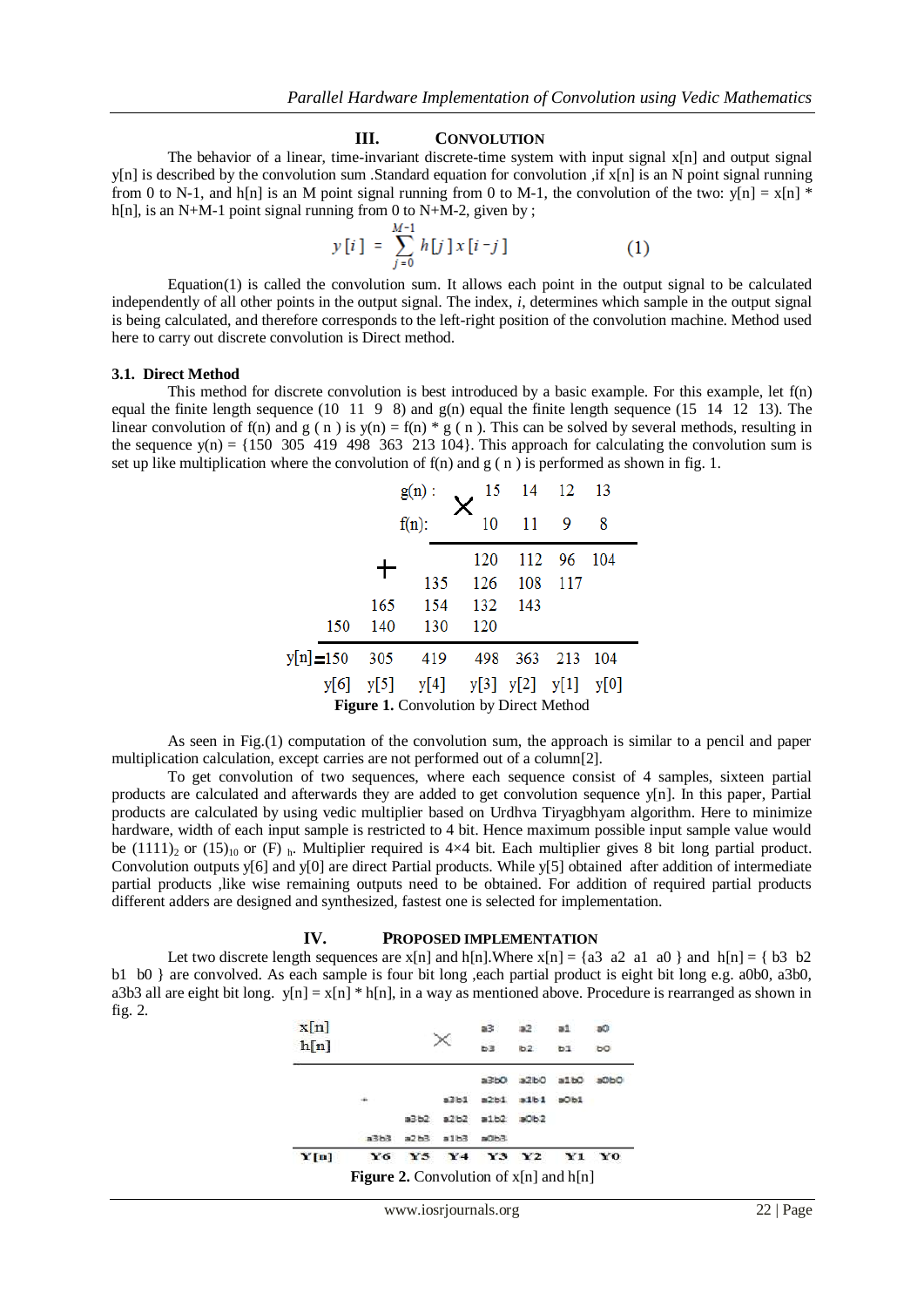## III. CONVOLUTION

The behavior of a linear, time-invariant discrete-time system with input signal x[n] and output signal y[n] is described by the convolution sum .Standard equation for convolution ,if x[n] is an N point signal running from 0 to N-1, and h[n] is an M point signal running from 0 to M-1, the convolution of the two: y[n] = x[n] * h[n], is an N+M-1 point signal running from 0 to N+M-2, given by ;

$$y[i] = \sum_{j=0}^{M-1} h[j]\, x[i-j] \qquad (1)$$

Equation(1) is called the convolution sum. It allows each point in the output signal to be calculated independently of all other points in the output signal. The index, *i*, determines which sample in the output signal is being calculated, and therefore corresponds to the left-right position of the convolution machine. Method used here to carry out discrete convolution is Direct method.

### 3.1. Direct Method

This method for discrete convolution is best introduced by a basic example. For this example, let f(n) equal the finite length sequence (10 11 9 8) and g(n) equal the finite length sequence (15 14 12 13). The linear convolution of f(n) and g ( n ) is y(n) = f(n) * g ( n ). This can be solved by several methods, resulting in the sequence y(n) = {150 305 419 498 363 213 104}. This approach for calculating the convolution sum is set up like multiplication where the convolution of f(n) and g ( n ) is performed as shown in fig. 1.

| | | | | | | | |
|---|---|---|---|---|---|---|---|
| | | g(n) : | × | 15 | 14 | 12 | 13 |
| | | f(n): | | 10 | 11 | 9 | 8 |
| | | | | 120 | 112 | 96 | 104 |
| | | + | 135 | 126 | 108 | 117 | |
| | | 165 | 154 | 132 | 143 | | |
| | 150 | 140 | 130 | 120 | | | |
| y[n]= | 150 | 305 | 419 | 498 | 363 | 213 | 104 |
| | y[6] | y[5] | y[4] | y[3] | y[2] | y[1] | y[0] |

**Figure 1.** Convolution by Direct Method

As seen in Fig.(1) computation of the convolution sum, the approach is similar to a pencil and paper multiplication calculation, except carries are not performed out of a column[2].

To get convolution of two sequences, where each sequence consist of 4 samples, sixteen partial products are calculated and afterwards they are added to get convolution sequence y[n]. In this paper, Partial products are calculated by using vedic multiplier based on Urdhva Tiryagbhyam algorithm. Here to minimize hardware, width of each input sample is restricted to 4 bit. Hence maximum possible input sample value would be $(1111)_2$ or $(15)_{10}$ or $(F)_h$. Multiplier required is 4×4 bit. Each multiplier gives 8 bit long partial product. Convolution outputs y[6] and y[0] are direct Partial products. While y[5] obtained after addition of intermediate partial products ,like wise remaining outputs need to be obtained. For addition of required partial products different adders are designed and synthesized, fastest one is selected for implementation.

## IV. PROPOSED IMPLEMENTATION

Let two discrete length sequences are x[n] and h[n].Where x[n] = {a3 a2 a1 a0 } and h[n] = { b3 b2 b1 b0 } are convolved. As each sample is four bit long ,each partial product is eight bit long e.g. a0b0, a3b0, a3b3 all are eight bit long. y[n] = x[n] * h[n], in a way as mentioned above. Procedure is rearranged as shown in fig. 2.

| | | | | | | | |
|---|---|---|---|---|---|---|---|
| x[n] | | | × | a3 | a2 | a1 | a0 |
| h[n] | | | | b3 | b2 | b1 | b0 |
| | | | | a3b0 | a2b0 | a1b0 | a0b0 |
| | + | | a3b1 | a2b1 | a1b1 | a0b1 | |
| | | a3b2 | a2b2 | a1b2 | a0b2 | | |
| | a3b3 | a2b3 | a1b3 | a0b3 | | | |
| Y[n] | Y6 | Y5 | Y4 | Y3 | Y2 | Y1 | Y0 |

**Figure 2.** Convolution of x[n] and h[n]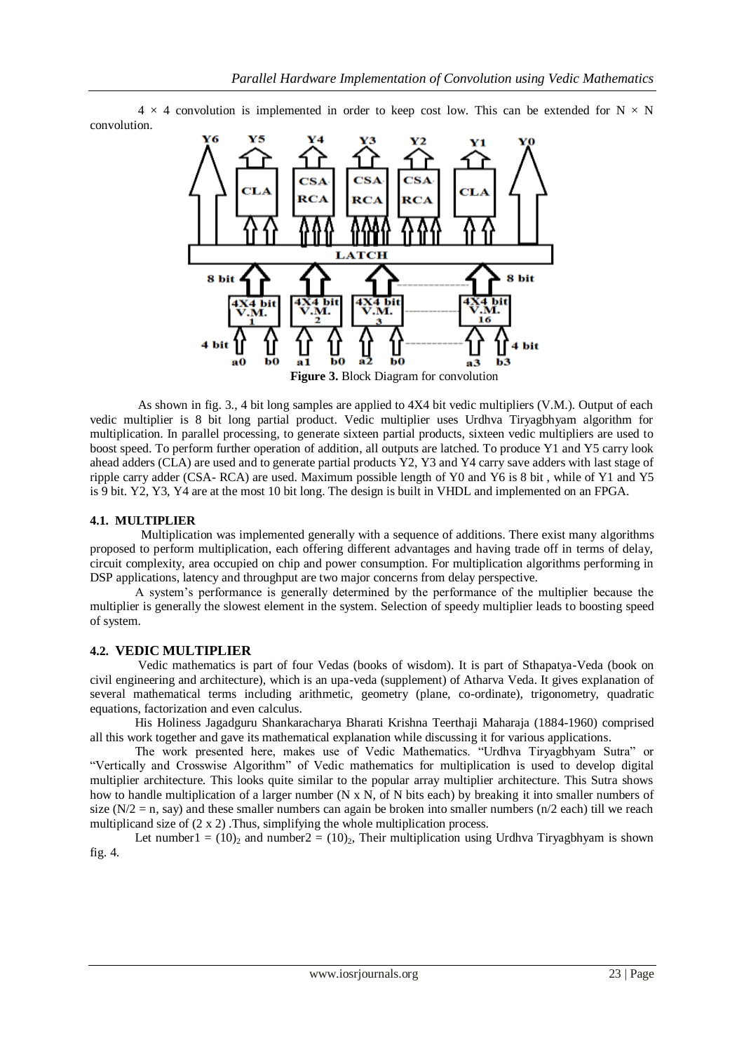$4 \times 4$ convolution is implemented in order to keep cost low. This can be extended for $N \times N$ convolution.

**Figure 3.** Block Diagram for convolution

As shown in fig. 3., 4 bit long samples are applied to 4X4 bit vedic multipliers (V.M.). Output of each vedic multiplier is 8 bit long partial product. Vedic multiplier uses Urdhva Tiryagbhyam algorithm for multiplication. In parallel processing, to generate sixteen partial products, sixteen vedic multipliers are used to boost speed. To perform further operation of addition, all outputs are latched. To produce Y1 and Y5 carry look ahead adders (CLA) are used and to generate partial products Y2, Y3 and Y4 carry save adders with last stage of ripple carry adder (CSA- RCA) are used. Maximum possible length of Y0 and Y6 is 8 bit , while of Y1 and Y5 is 9 bit. Y2, Y3, Y4 are at the most 10 bit long. The design is built in VHDL and implemented on an FPGA.

### 4.1. MULTIPLIER

Multiplication was implemented generally with a sequence of additions. There exist many algorithms proposed to perform multiplication, each offering different advantages and having trade off in terms of delay, circuit complexity, area occupied on chip and power consumption. For multiplication algorithms performing in DSP applications, latency and throughput are two major concerns from delay perspective.

A system's performance is generally determined by the performance of the multiplier because the multiplier is generally the slowest element in the system. Selection of speedy multiplier leads to boosting speed of system.

### 4.2. VEDIC MULTIPLIER

Vedic mathematics is part of four Vedas (books of wisdom). It is part of Sthapatya-Veda (book on civil engineering and architecture), which is an upa-veda (supplement) of Atharva Veda. It gives explanation of several mathematical terms including arithmetic, geometry (plane, co-ordinate), trigonometry, quadratic equations, factorization and even calculus.

His Holiness Jagadguru Shankaracharya Bharati Krishna Teerthaji Maharaja (1884-1960) comprised all this work together and gave its mathematical explanation while discussing it for various applications.

The work presented here, makes use of Vedic Mathematics. "Urdhva Tiryagbhyam Sutra" or "Vertically and Crosswise Algorithm" of Vedic mathematics for multiplication is used to develop digital multiplier architecture. This looks quite similar to the popular array multiplier architecture. This Sutra shows how to handle multiplication of a larger number (N x N, of N bits each) by breaking it into smaller numbers of size ($N/2 = n$, say) and these smaller numbers can again be broken into smaller numbers ($n/2$ each) till we reach multiplicand size of (2 x 2) .Thus, simplifying the whole multiplication process.

Let number1 = $(10)_2$ and number2 = $(10)_2$, Their multiplication using Urdhva Tiryagbhyam is shown fig. 4.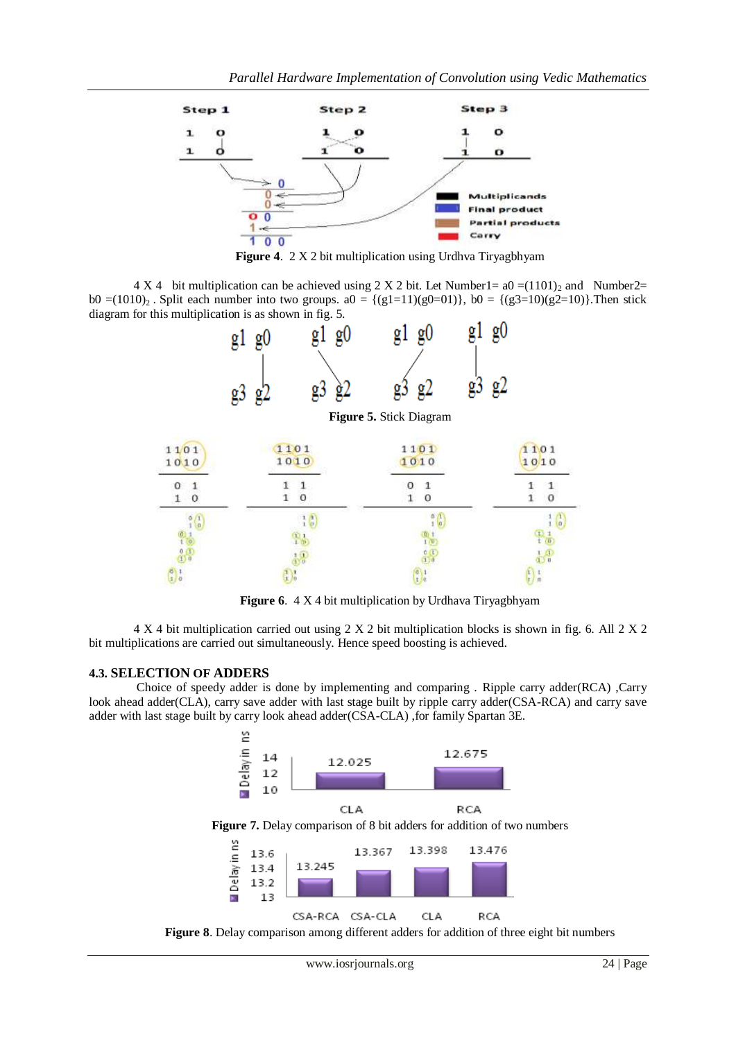**Figure 4**. 2 X 2 bit multiplication using Urdhva Tiryagbhyam

4 X 4 bit multiplication can be achieved using 2 X 2 bit. Let Number1= a0 $=(1101)_2$ and Number2= b0 $=(1010)_2$ . Split each number into two groups. a0 = {(g1=11)(g0=01)}, b0 = {(g3=10)(g2=10)}.Then stick diagram for this multiplication is as shown in fig. 5.

**Figure 5.** Stick Diagram

**Figure 6**. 4 X 4 bit multiplication by Urdhava Tiryagbhyam

4 X 4 bit multiplication carried out using 2 X 2 bit multiplication blocks is shown in fig. 6. All 2 X 2 bit multiplications are carried out simultaneously. Hence speed boosting is achieved.

### 4.3. SELECTION OF ADDERS

Choice of speedy adder is done by implementing and comparing . Ripple carry adder(RCA) ,Carry look ahead adder(CLA), carry save adder with last stage built by ripple carry adder(CSA-RCA) and carry save adder with last stage built by carry look ahead adder(CSA-CLA) ,for family Spartan 3E.

**Figure 7.** Delay comparison of 8 bit adders for addition of two numbers

**Figure 8**. Delay comparison among different adders for addition of three eight bit numbers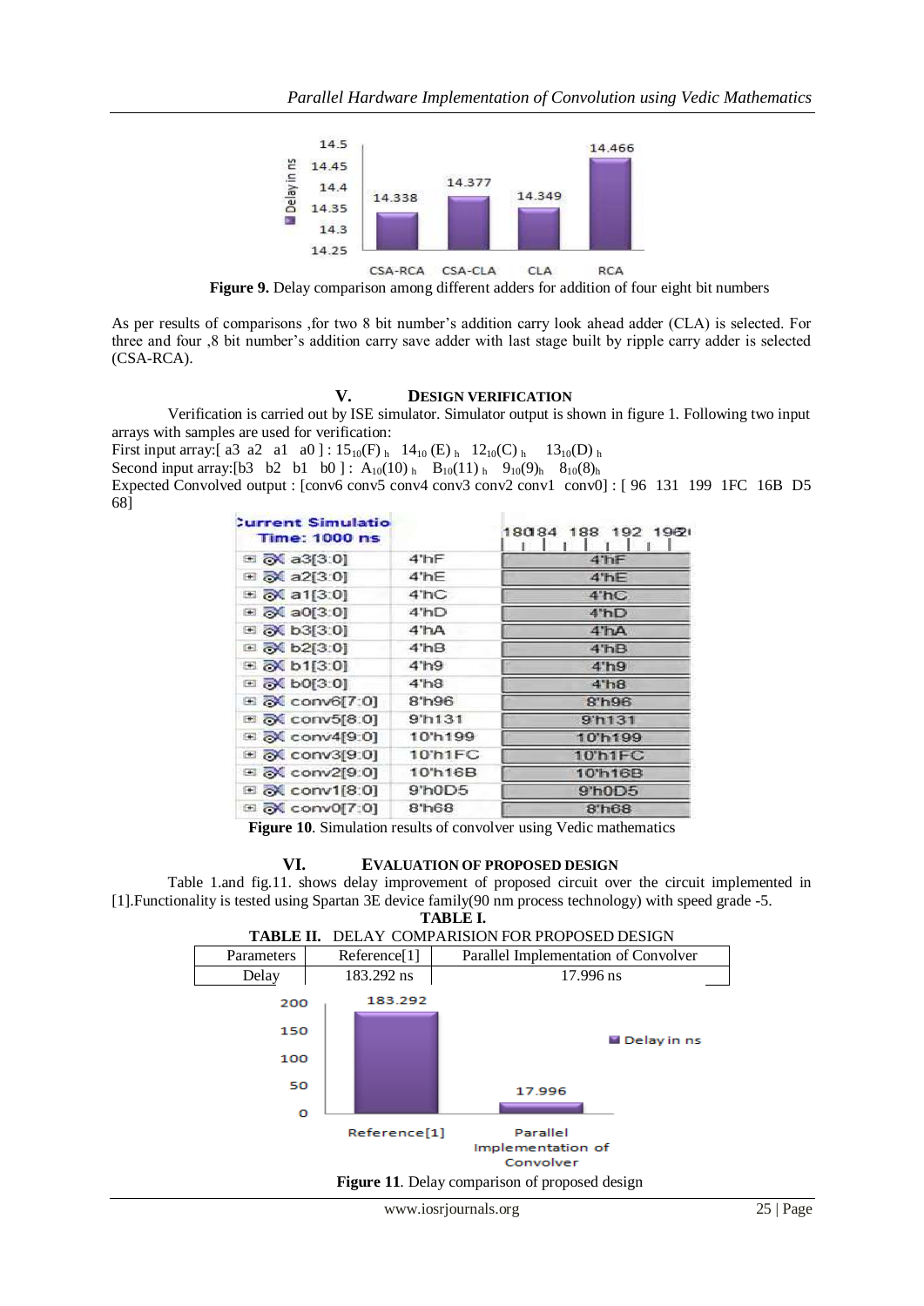**Figure 9.** Delay comparison among different adders for addition of four eight bit numbers

As per results of comparisons ,for two 8 bit number's addition carry look ahead adder (CLA) is selected. For three and four ,8 bit number's addition carry save adder with last stage built by ripple carry adder is selected (CSA-RCA).

## V. DESIGN VERIFICATION

Verification is carried out by ISE simulator. Simulator output is shown in figure 1. Following two input arrays with samples are used for verification:

First input array:[ a3 a2 a1 a0 ] : $15_{10}(F)_h$ $14_{10}(E)_h$ $12_{10}(C)_h$ $13_{10}(D)_h$

Second input array:[b3 b2 b1 b0 ] : $A_{10}(10)_h$ $B_{10}(11)_h$ $9_{10}(9)_h$ $8_{10}(8)_h$

Expected Convolved output : [conv6 conv5 conv4 conv3 conv2 conv1 conv0] : [ 96 131 199 1FC 16B D5 68]

**Figure 10**. Simulation results of convolver using Vedic mathematics

## VI. EVALUATION OF PROPOSED DESIGN

Table 1.and fig.11. shows delay improvement of proposed circuit over the circuit implemented in [1].Functionality is tested using Spartan 3E device family(90 nm process technology) with speed grade -5.

**TABLE I.**

**TABLE II.** DELAY COMPARISION FOR PROPOSED DESIGN

| Parameters | Reference[1] | Parallel Implementation of Convolver |
|---|---|---|
| Delay | 183.292 ns | 17.996 ns |

**Figure 11**. Delay comparison of proposed design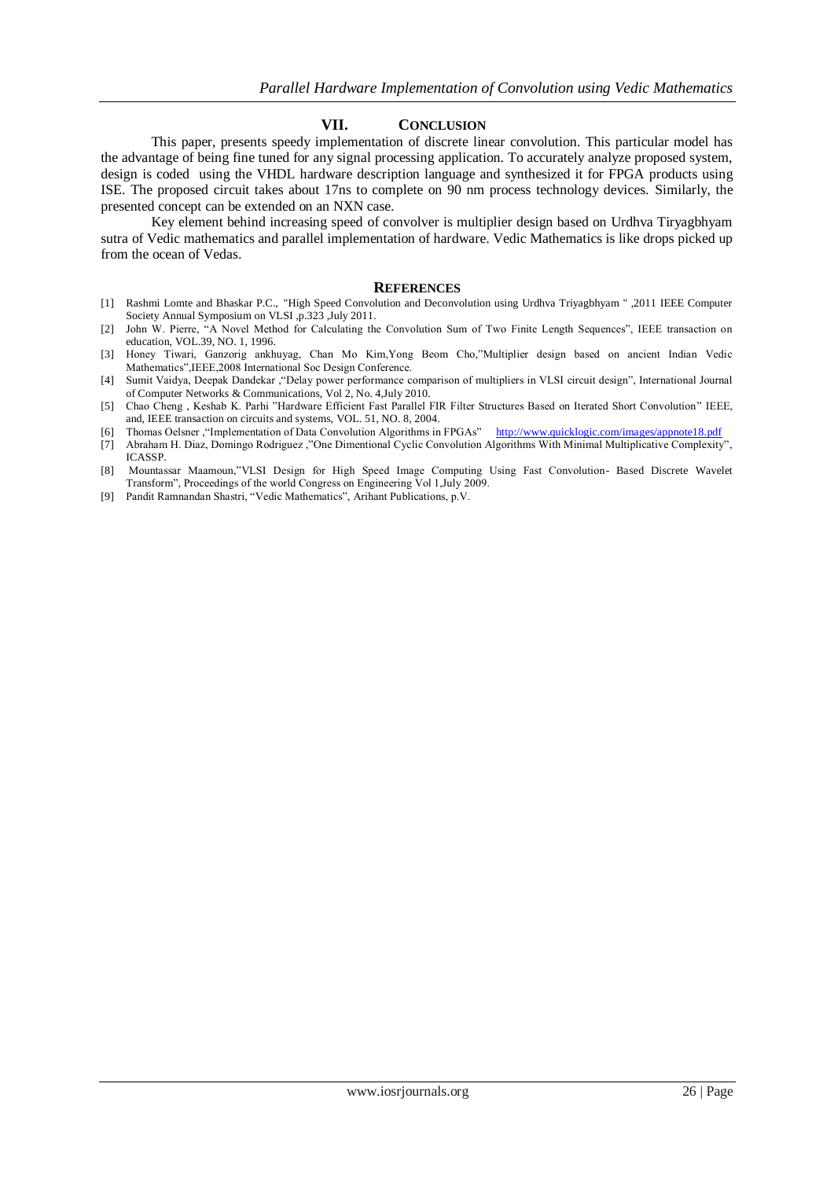## VII. CONCLUSION

This paper, presents speedy implementation of discrete linear convolution. This particular model has the advantage of being fine tuned for any signal processing application. To accurately analyze proposed system, design is coded using the VHDL hardware description language and synthesized it for FPGA products using ISE. The proposed circuit takes about 17ns to complete on 90 nm process technology devices. Similarly, the presented concept can be extended on an NXN case.

Key element behind increasing speed of convolver is multiplier design based on Urdhva Tiryagbhyam sutra of Vedic mathematics and parallel implementation of hardware. Vedic Mathematics is like drops picked up from the ocean of Vedas.

## REFERENCES

[1] Rashmi Lomte and Bhaskar P.C., "High Speed Convolution and Deconvolution using Urdhva Triyagbhyam " ,2011 IEEE Computer Society Annual Symposium on VLSI ,p.323 ,July 2011.

[2] John W. Pierre, "A Novel Method for Calculating the Convolution Sum of Two Finite Length Sequences", IEEE transaction on education, VOL.39, NO. 1, 1996.

[3] Honey Tiwari, Ganzorig ankhuyag, Chan Mo Kim,Yong Beom Cho,"Multiplier design based on ancient Indian Vedic Mathematics",IEEE,2008 International Soc Design Conference.

[4] Sumit Vaidya, Deepak Dandekar ,"Delay power performance comparison of multipliers in VLSI circuit design", International Journal of Computer Networks & Communications, Vol 2, No. 4,July 2010.

[5] Chao Cheng , Keshab K. Parhi "Hardware Efficient Fast Parallel FIR Filter Structures Based on Iterated Short Convolution" IEEE, and, IEEE transaction on circuits and systems, VOL. 51, NO. 8, 2004.

[6] Thomas Oelsner ,"Implementation of Data Convolution Algorithms in FPGAs" http://www.quicklogic.com/images/appnote18.pdf

[7] Abraham H. Diaz, Domingo Rodriguez ,"One Dimentional Cyclic Convolution Algorithms With Minimal Multiplicative Complexity", ICASSP.

[8] Mountassar Maamoun,"VLSI Design for High Speed Image Computing Using Fast Convolution- Based Discrete Wavelet Transform", Proceedings of the world Congress on Engineering Vol 1,July 2009.

[9] Pandit Ramnandan Shastri, "Vedic Mathematics", Arihant Publications, p.V.